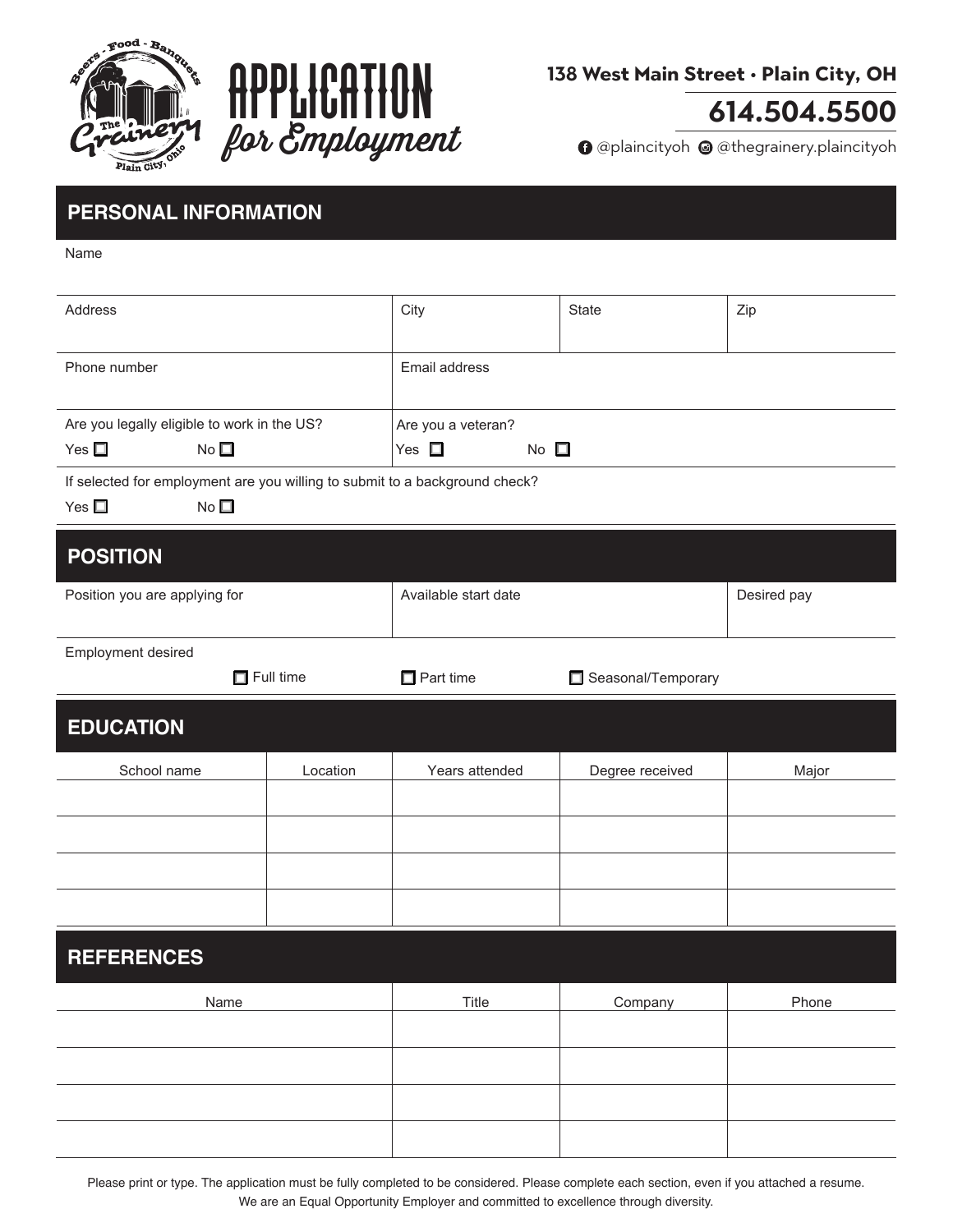# APPLICATION *for Employment*

**138 West Main Street • Plain City, OH**

**614.504.5500**

@plaincityoh @thegrainery.plaincityoh

## PERSONAL INFORMATION

Name

| Address | City | State | Zip |
|---|---|---|---|
| | | | |

| Phone number | Email address |
|---|---|
| | |

Are you legally eligible to work in the US? Yes ☐ No ☐

Are you a veteran? Yes ☐ No ☐

If selected for employment are you willing to submit to a background check?
Yes ☐ No ☐

## POSITION

| Position you are applying for | Available start date | Desired pay |
|---|---|---|
| | | |

Employment desired

☐ Full time ☐ Part time ☐ Seasonal/Temporary

## EDUCATION

| School name | Location | Years attended | Degree received | Major |
|---|---|---|---|---|
| | | | | |
| | | | | |
| | | | | |
| | | | | |

## REFERENCES

| Name | Title | Company | Phone |
|---|---|---|---|
| | | | |
| | | | |
| | | | |
| | | | |

Please print or type. The application must be fully completed to be considered. Please complete each section, even if you attached a resume.
We are an Equal Opportunity Employer and committed to excellence through diversity.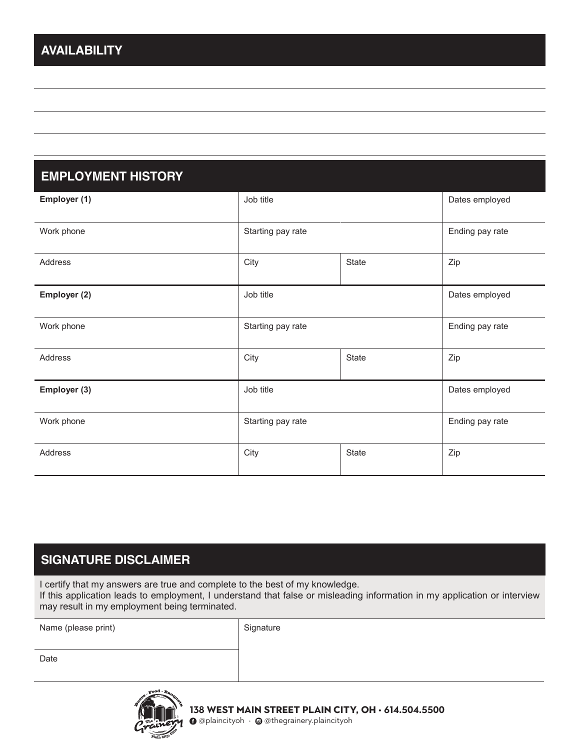## AVAILABILITY

## EMPLOYMENT HISTORY

| | | | |
|---|---|---|---|
| **Employer (1)** | Job title | | Dates employed |
| Work phone | Starting pay rate | | Ending pay rate |
| Address | City | State | Zip |
| **Employer (2)** | Job title | | Dates employed |
| Work phone | Starting pay rate | | Ending pay rate |
| Address | City | State | Zip |
| **Employer (3)** | Job title | | Dates employed |
| Work phone | Starting pay rate | | Ending pay rate |
| Address | City | State | Zip |

## SIGNATURE DISCLAIMER

I certify that my answers are true and complete to the best of my knowledge.
If this application leads to employment, I understand that false or misleading information in my application or interview may result in my employment being terminated.

| | |
|---|---|
| Name (please print) | Signature |
| Date | |

Beers · Food · Banquets
The Grainery
Plain City, Ohio

**138 WEST MAIN STREET PLAIN CITY, OH • 614.504.5500**
@plaincityoh · @thegrainery.plaincityoh